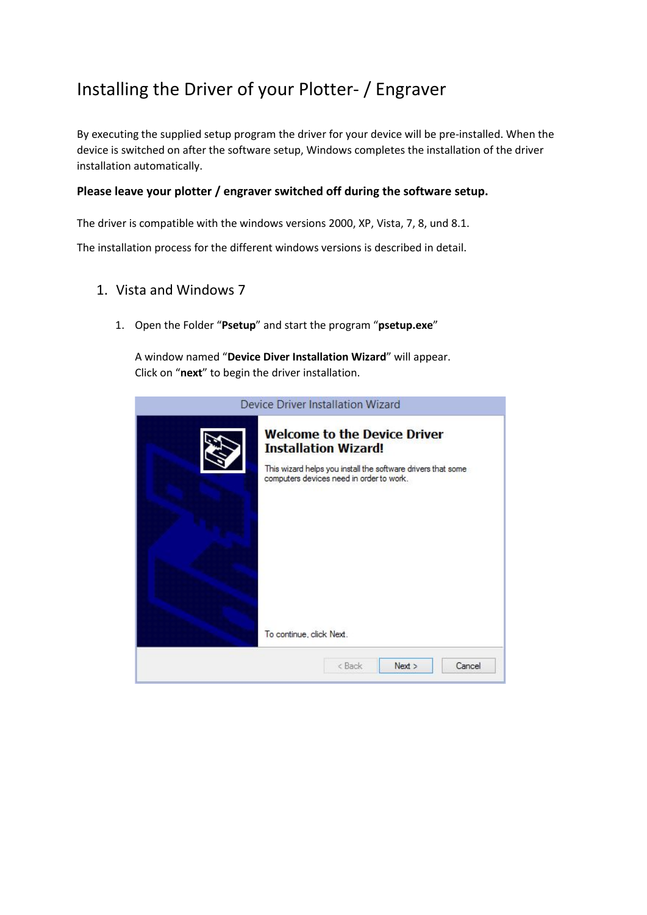# Installing the Driver of your Plotter- / Engraver

By executing the supplied setup program the driver for your device will be pre-installed. When the device is switched on after the software setup, Windows completes the installation of the driver installation automatically.

**Please leave your plotter / engraver switched off during the software setup.**

The driver is compatible with the windows versions 2000, XP, Vista, 7, 8, und 8.1.

The installation process for the different windows versions is described in detail.

## 1. Vista and Windows 7

1. Open the Folder "**Psetup**" and start the program "**psetup.exe**"

   A window named "**Device Diver Installation Wizard**" will appear.
   Click on "**next**" to begin the driver installation.

Device Driver Installation Wizard

**Welcome to the Device Driver Installation Wizard!**

This wizard helps you install the software drivers that some computers devices need in order to work.

To continue, click Next.

< Back | Next > | Cancel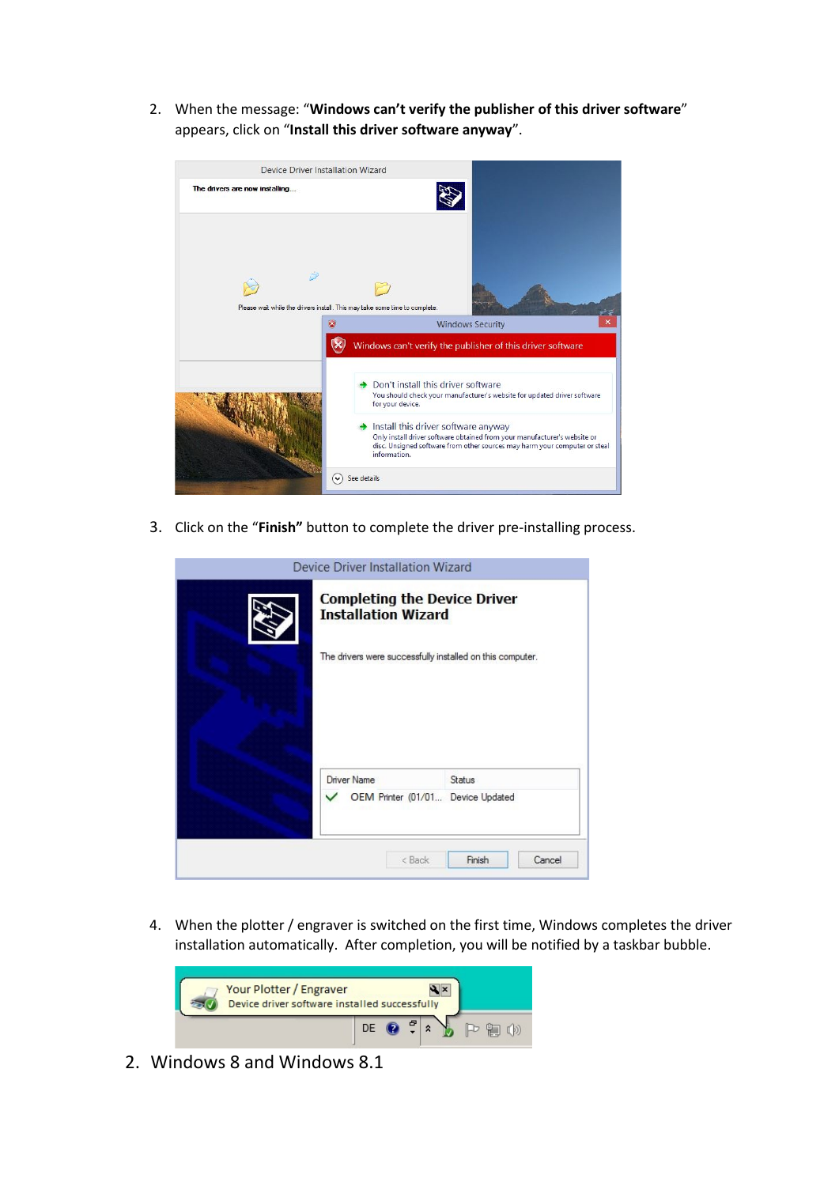2. When the message: “**Windows can’t verify the publisher of this driver software**” appears, click on “**Install this driver software anyway**”.

3. Click on the “**Finish”** button to complete the driver pre-installing process.

4. When the plotter / engraver is switched on the first time, Windows completes the driver installation automatically. After completion, you will be notified by a taskbar bubble.

## 2. Windows 8 and Windows 8.1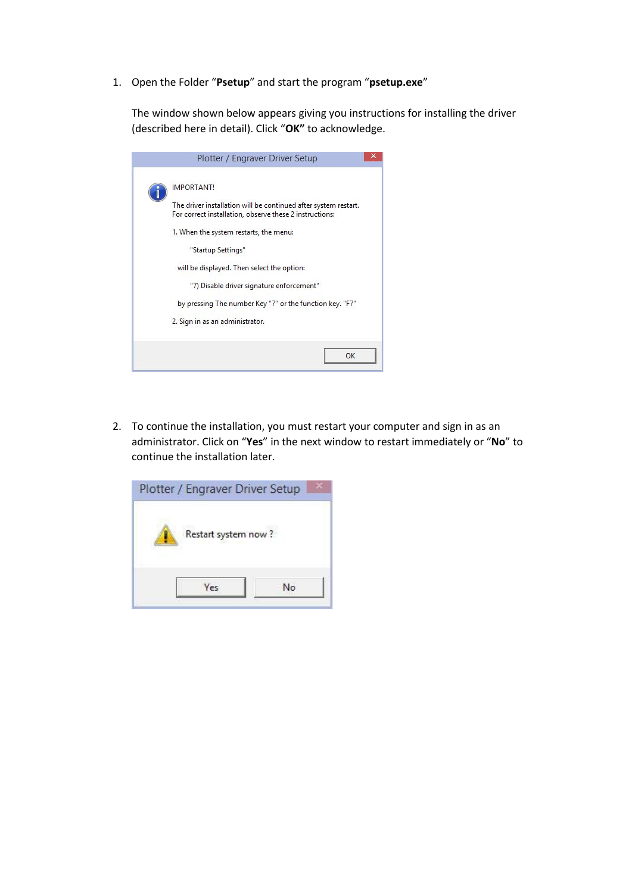1. Open the Folder “**Psetup**” and start the program “**psetup.exe**”

   The window shown below appears giving you instructions for installing the driver (described here in detail). Click “**OK”** to acknowledge.

   Plotter / Engraver Driver Setup

   IMPORTANT!

   The driver installation will be continued after system restart.
   For correct installation, observe these 2 instructions:

   1. When the system restarts, the menu:

      "Startup Settings"

      will be displayed. Then select the option:

      "7) Disable driver signature enforcement"

      by pressing The number Key "7" or the function key. "F7"

   2. Sign in as an administrator.

   OK

2. To continue the installation, you must restart your computer and sign in as an administrator. Click on “**Yes**” in the next window to restart immediately or “**No**” to continue the installation later.

   Plotter / Engraver Driver Setup

   Restart system now ?

   Yes    No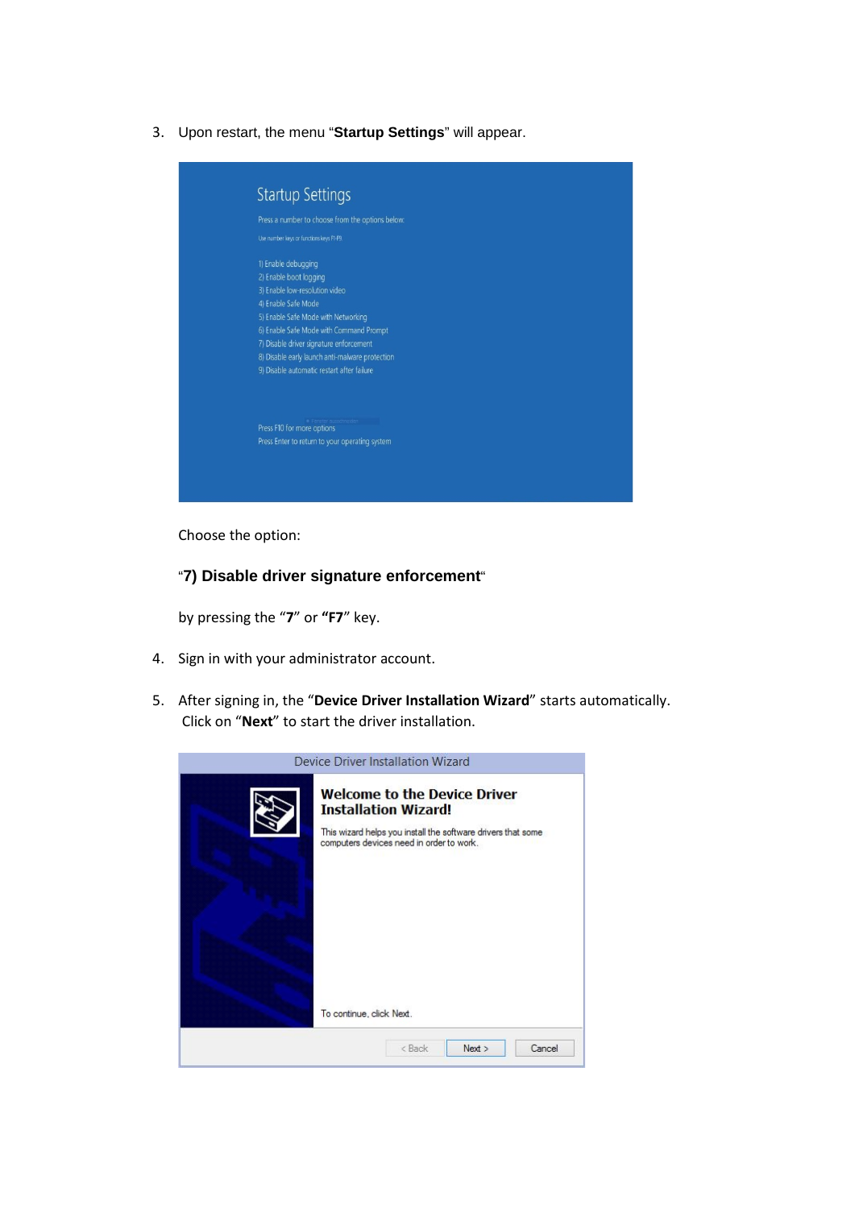3. Upon restart, the menu "**Startup Settings**" will appear.

Startup Settings

Press a number to choose from the options below:

Use number keys or functions keys F1-F9.

1) Enable debugging
2) Enable boot logging
3) Enable low-resolution video
4) Enable Safe Mode
5) Enable Safe Mode with Networking
6) Enable Safe Mode with Command Prompt
7) Disable driver signature enforcement
8) Disable early launch anti-malware protection
9) Disable automatic restart after failure

Press F10 for more options
Press Enter to return to your operating system

Choose the option:

"**7) Disable driver signature enforcement**"

by pressing the "**7**" or **"F7**" key.

4. Sign in with your administrator account.

5. After signing in, the "**Device Driver Installation Wizard**" starts automatically. Click on "**Next**" to start the driver installation.

Device Driver Installation Wizard

**Welcome to the Device Driver Installation Wizard!**

This wizard helps you install the software drivers that some computers devices need in order to work.

To continue, click Next.

< Back | Next > | Cancel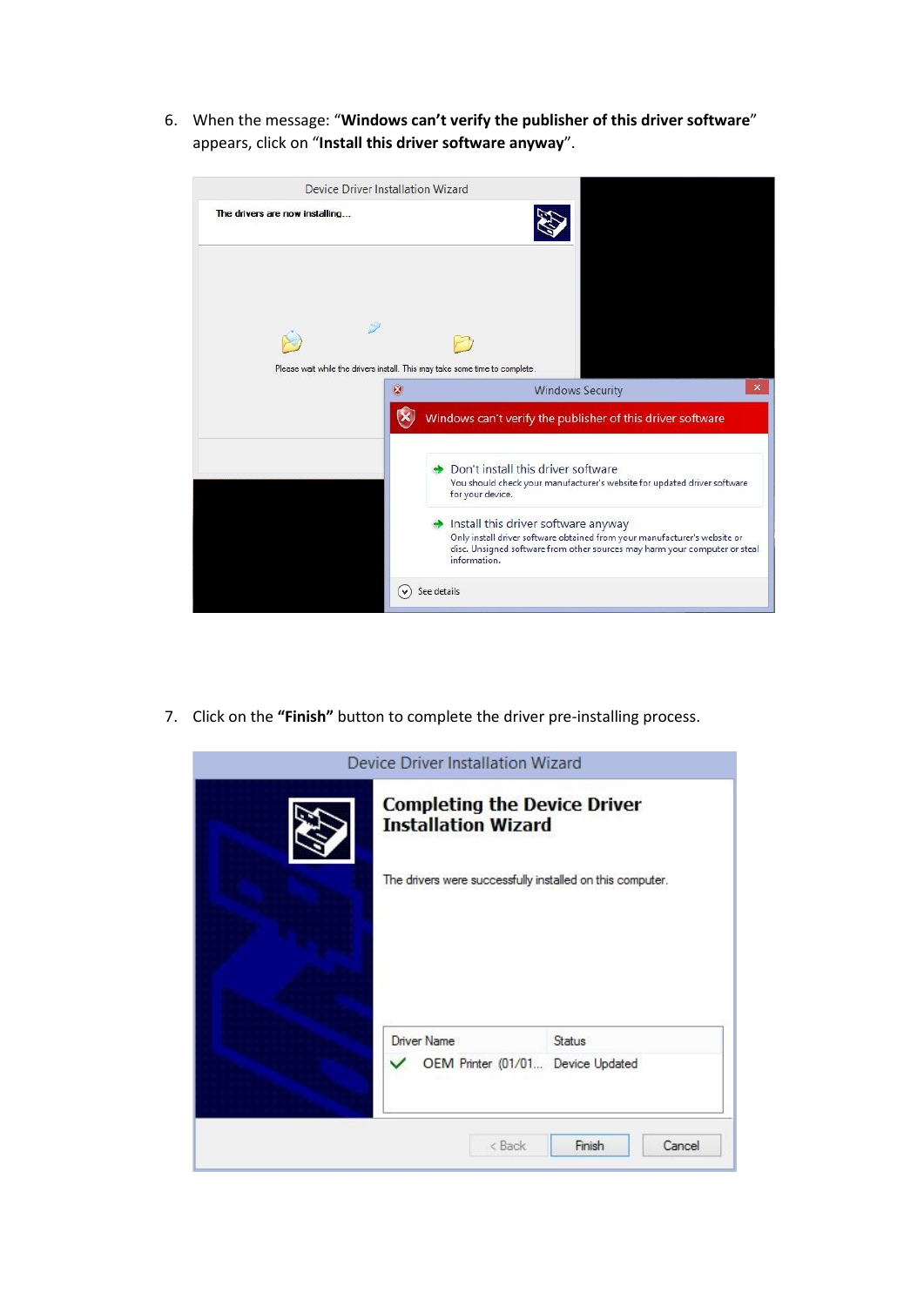6. When the message: "**Windows can't verify the publisher of this driver software**" appears, click on "**Install this driver software anyway**".

7. Click on the **"Finish"** button to complete the driver pre-installing process.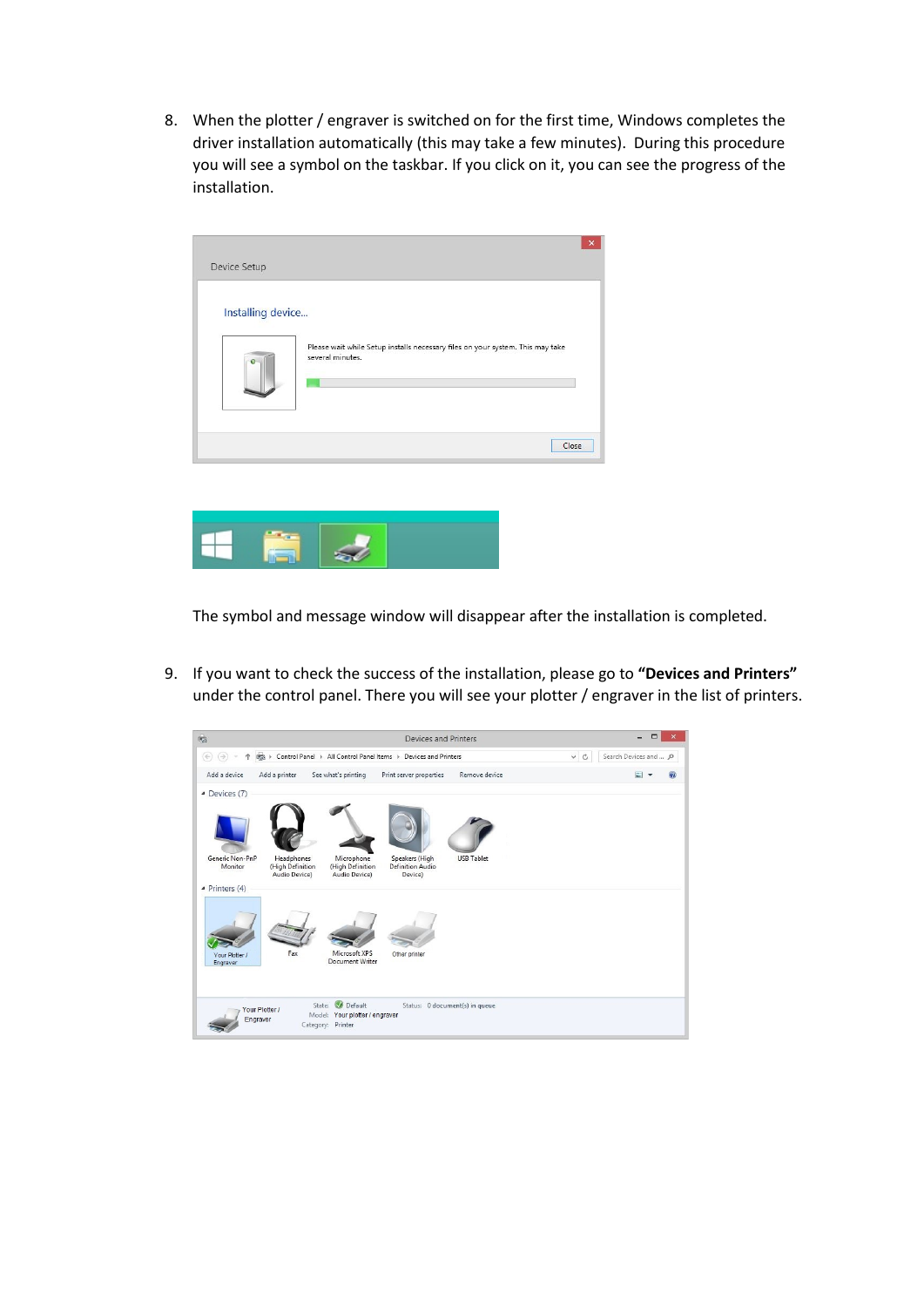8. When the plotter / engraver is switched on for the first time, Windows completes the driver installation automatically (this may take a few minutes). During this procedure you will see a symbol on the taskbar. If you click on it, you can see the progress of the installation.

   The symbol and message window will disappear after the installation is completed.

9. If you want to check the success of the installation, please go to **"Devices and Printers"** under the control panel. There you will see your plotter / engraver in the list of printers.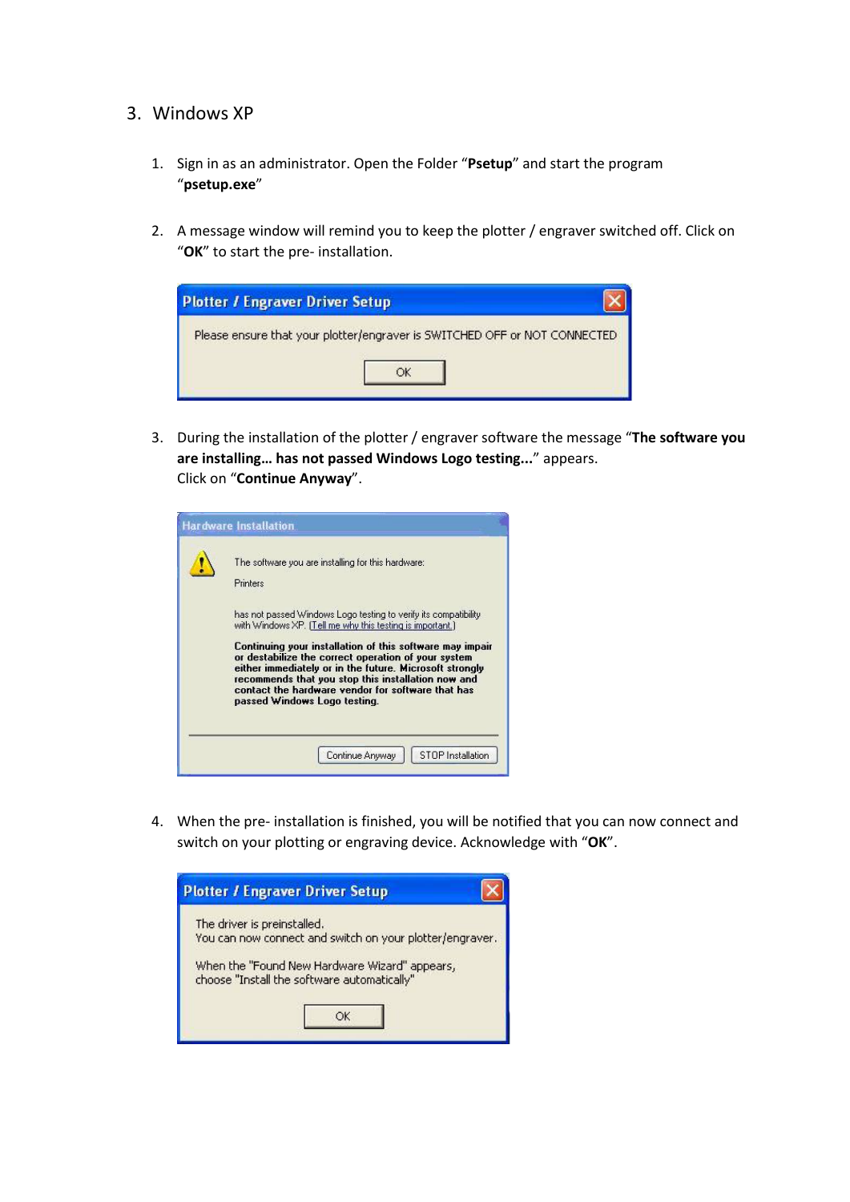## 3. Windows XP

1. Sign in as an administrator. Open the Folder “**Psetup**” and start the program “**psetup.exe**”

2. A message window will remind you to keep the plotter / engraver switched off. Click on “**OK**” to start the pre- installation.

3. During the installation of the plotter / engraver software the message “**The software you are installing… has not passed Windows Logo testing...**” appears. Click on “**Continue Anyway**”.

4. When the pre- installation is finished, you will be notified that you can now connect and switch on your plotting or engraving device. Acknowledge with “**OK**”.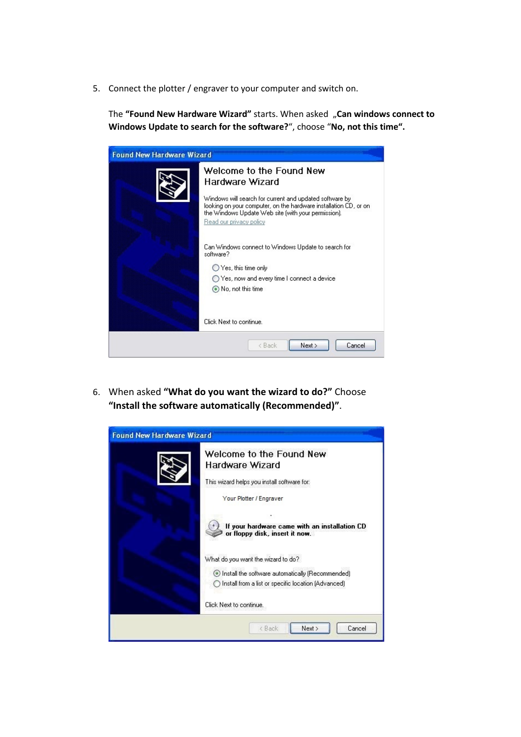5. Connect the plotter / engraver to your computer and switch on.

   The **"Found New Hardware Wizard"** starts. When asked „**Can windows connect to Windows Update to search for the software?**", choose "**No, not this time".**

6. When asked **"What do you want the wizard to do?"** Choose **"Install the software automatically (Recommended)"**.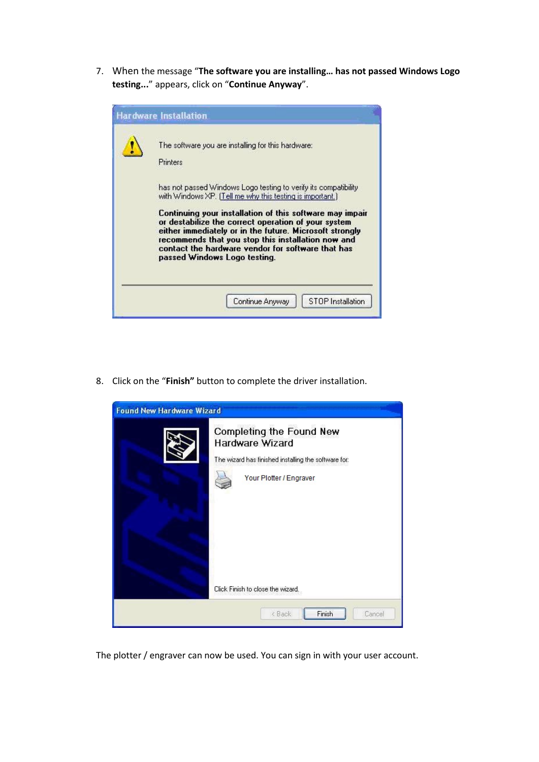7. When the message "**The software you are installing… has not passed Windows Logo testing...**" appears, click on "**Continue Anyway**".

8. Click on the "**Finish"** button to complete the driver installation.

The plotter / engraver can now be used. You can sign in with your user account.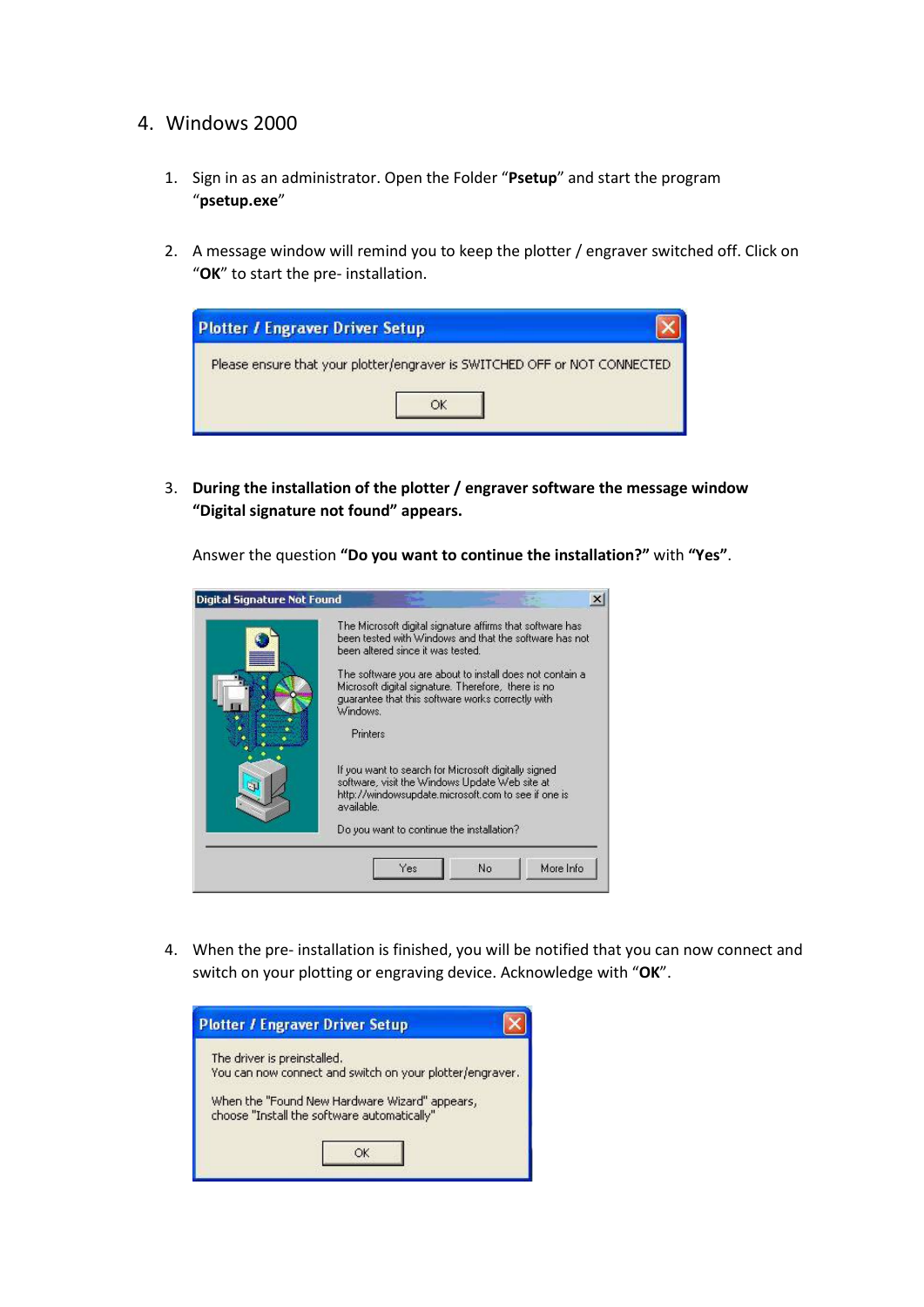## 4. Windows 2000

1. Sign in as an administrator. Open the Folder "**Psetup**" and start the program "**psetup.exe**"

2. A message window will remind you to keep the plotter / engraver switched off. Click on "**OK**" to start the pre- installation.

3. **During the installation of the plotter / engraver software the message window "Digital signature not found" appears.**

   Answer the question **"Do you want to continue the installation?"** with **"Yes"**.

4. When the pre- installation is finished, you will be notified that you can now connect and switch on your plotting or engraving device. Acknowledge with "**OK**".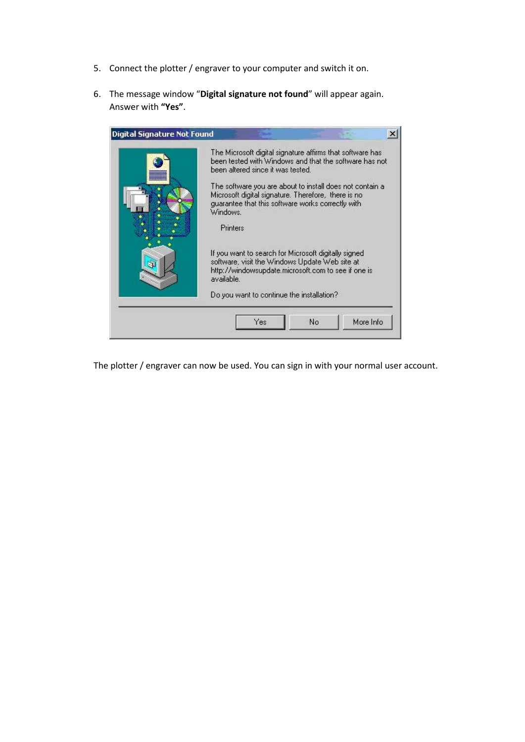5. Connect the plotter / engraver to your computer and switch it on.

6. The message window "**Digital signature not found**" will appear again. Answer with **"Yes"**.

Digital Signature Not Found

The Microsoft digital signature affirms that software has been tested with Windows and that the software has not been altered since it was tested.

The software you are about to install does not contain a Microsoft digital signature. Therefore, there is no guarantee that this software works correctly with Windows.

Printers

If you want to search for Microsoft digitally signed software, visit the Windows Update Web site at http://windowsupdate.microsoft.com to see if one is available.

Do you want to continue the installation?

Yes No More Info

The plotter / engraver can now be used. You can sign in with your normal user account.